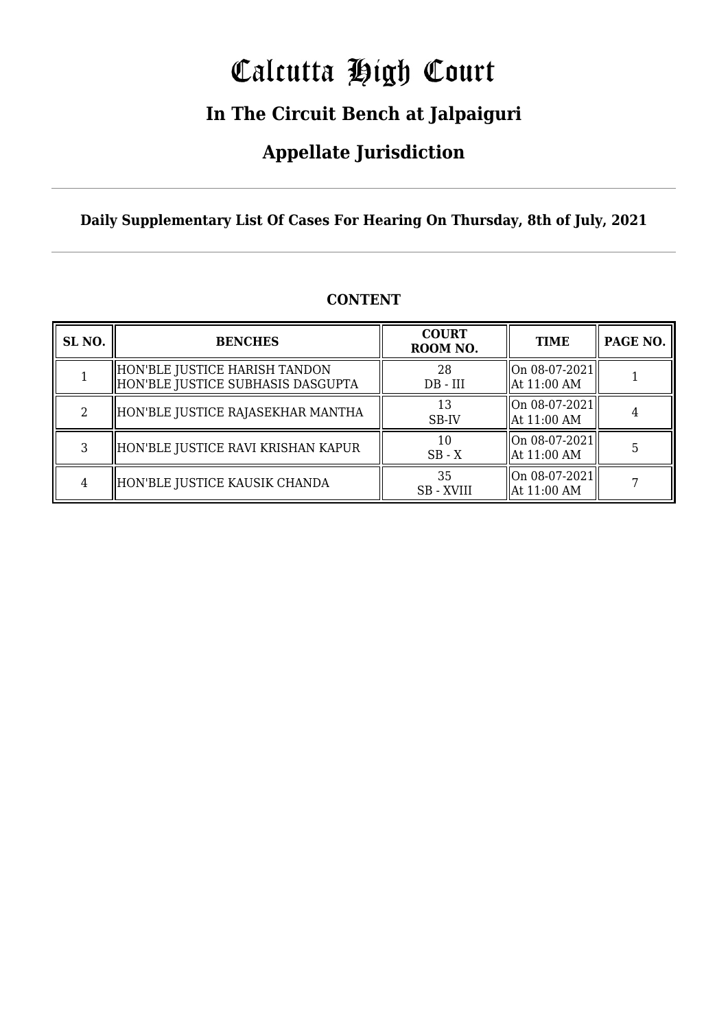# Calcutta High Court

## In The Circuit Bench at Jalpaiguri

## Appellate Jurisdiction

**Daily Supplementary List Of Cases For Hearing On Thursday, 8th of July, 2021**

### CONTENT

| SL NO. | BENCHES | COURT ROOM NO. | TIME | PAGE NO. |
|---|---|---|---|---|
| 1 | HON'BLE JUSTICE HARISH TANDON<br>HON'BLE JUSTICE SUBHASIS DASGUPTA | 28<br>DB - III | On 08-07-2021<br>At 11:00 AM | 1 |
| 2 | HON'BLE JUSTICE RAJASEKHAR MANTHA | 13<br>SB-IV | On 08-07-2021<br>At 11:00 AM | 4 |
| 3 | HON'BLE JUSTICE RAVI KRISHAN KAPUR | 10<br>SB - X | On 08-07-2021<br>At 11:00 AM | 5 |
| 4 | HON'BLE JUSTICE KAUSIK CHANDA | 35<br>SB - XVIII | On 08-07-2021<br>At 11:00 AM | 7 |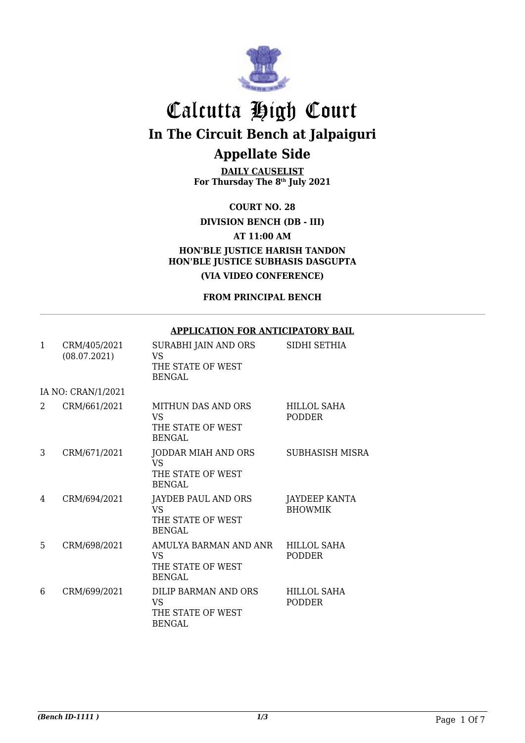# Calcutta High Court

## In The Circuit Bench at Jalpaiguri

## Appellate Side

**DAILY CAUSELIST**
**For Thursday The 8th July 2021**

**COURT NO. 28**

**DIVISION BENCH (DB - III)**

**AT 11:00 AM**

**HON'BLE JUSTICE HARISH TANDON**
**HON'BLE JUSTICE SUBHASIS DASGUPTA**

**(VIA VIDEO CONFERENCE)**

**FROM PRINCIPAL BENCH**

---

**APPLICATION FOR ANTICIPATORY BAIL**

| | | | |
|---|---|---|---|
| 1 | CRM/405/2021 (08.07.2021) | SURABHI JAIN AND ORS VS THE STATE OF WEST BENGAL | SIDHI SETHIA |
| | IA NO: CRAN/1/2021 | | |
| 2 | CRM/661/2021 | MITHUN DAS AND ORS VS THE STATE OF WEST BENGAL | HILLOL SAHA PODDER |
| 3 | CRM/671/2021 | JODDAR MIAH AND ORS VS THE STATE OF WEST BENGAL | SUBHASISH MISRA |
| 4 | CRM/694/2021 | JAYDEB PAUL AND ORS VS THE STATE OF WEST BENGAL | JAYDEEP KANTA BHOWMIK |
| 5 | CRM/698/2021 | AMULYA BARMAN AND ANR VS THE STATE OF WEST BENGAL | HILLOL SAHA PODDER |
| 6 | CRM/699/2021 | DILIP BARMAN AND ORS VS THE STATE OF WEST BENGAL | HILLOL SAHA PODDER |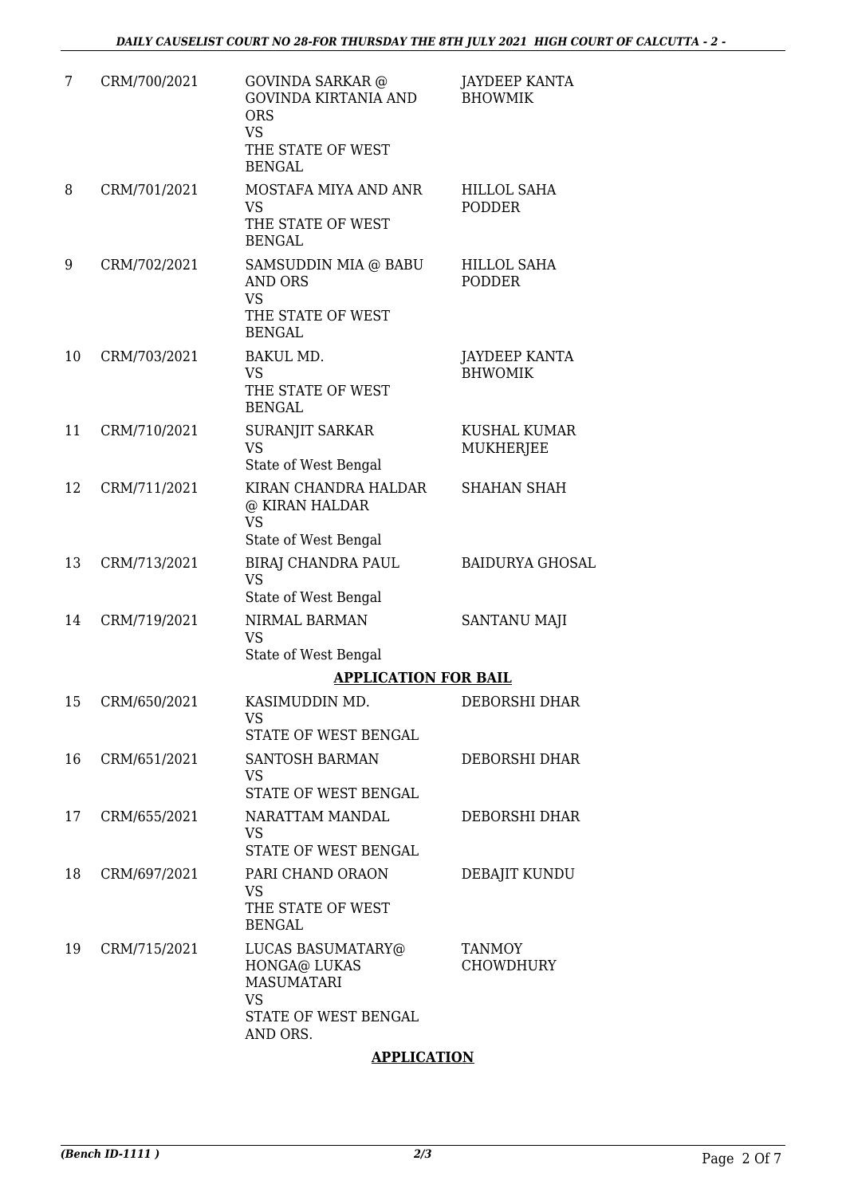| 7 | CRM/700/2021 | GOVINDA SARKAR @ GOVINDA KIRTANIA AND ORS<br>VS<br>THE STATE OF WEST BENGAL | JAYDEEP KANTA BHOWMIK |
|---|---|---|---|
| 8 | CRM/701/2021 | MOSTAFA MIYA AND ANR<br>VS<br>THE STATE OF WEST BENGAL | HILLOL SAHA PODDER |
| 9 | CRM/702/2021 | SAMSUDDIN MIA @ BABU AND ORS<br>VS<br>THE STATE OF WEST BENGAL | HILLOL SAHA PODDER |
| 10 | CRM/703/2021 | BAKUL MD.<br>VS<br>THE STATE OF WEST BENGAL | JAYDEEP KANTA BHWOMIK |
| 11 | CRM/710/2021 | SURANJIT SARKAR<br>VS<br>State of West Bengal | KUSHAL KUMAR MUKHERJEE |
| 12 | CRM/711/2021 | KIRAN CHANDRA HALDAR @ KIRAN HALDAR<br>VS<br>State of West Bengal | SHAHAN SHAH |
| 13 | CRM/713/2021 | BIRAJ CHANDRA PAUL<br>VS<br>State of West Bengal | BAIDURYA GHOSAL |
| 14 | CRM/719/2021 | NIRMAL BARMAN<br>VS<br>State of West Bengal | SANTANU MAJI |

**APPLICATION FOR BAIL**

| 15 | CRM/650/2021 | KASIMUDDIN MD.<br>VS<br>STATE OF WEST BENGAL | DEBORSHI DHAR |
|---|---|---|---|
| 16 | CRM/651/2021 | SANTOSH BARMAN<br>VS<br>STATE OF WEST BENGAL | DEBORSHI DHAR |
| 17 | CRM/655/2021 | NARATTAM MANDAL<br>VS<br>STATE OF WEST BENGAL | DEBORSHI DHAR |
| 18 | CRM/697/2021 | PARI CHAND ORAON<br>VS<br>THE STATE OF WEST BENGAL | DEBAJIT KUNDU |
| 19 | CRM/715/2021 | LUCAS BASUMATARY@ HONGA@ LUKAS MASUMATARI<br>VS<br>STATE OF WEST BENGAL AND ORS. | TANMOY CHOWDHURY |

**APPLICATION**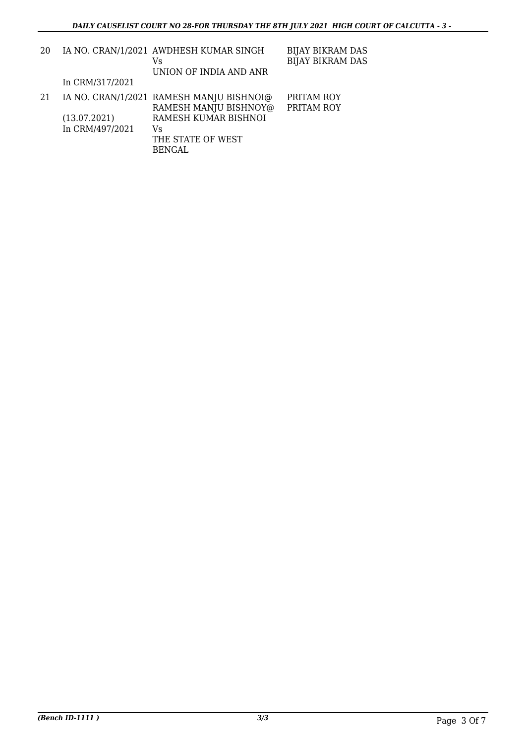| | | | |
|---|---|---|---|
| 20 | IA NO. CRAN/1/2021<br>In CRM/317/2021 | AWDHESH KUMAR SINGH<br>Vs<br>UNION OF INDIA AND ANR | BIJAY BIKRAM DAS<br>BIJAY BIKRAM DAS |
| 21 | IA NO. CRAN/1/2021<br>(13.07.2021)<br>In CRM/497/2021 | RAMESH MANJU BISHNOI@<br>RAMESH MANJU BISHNOY@<br>RAMESH KUMAR BISHNOI<br>Vs<br>THE STATE OF WEST BENGAL | PRITAM ROY<br>PRITAM ROY |

*(Bench ID-1111 )* 3/3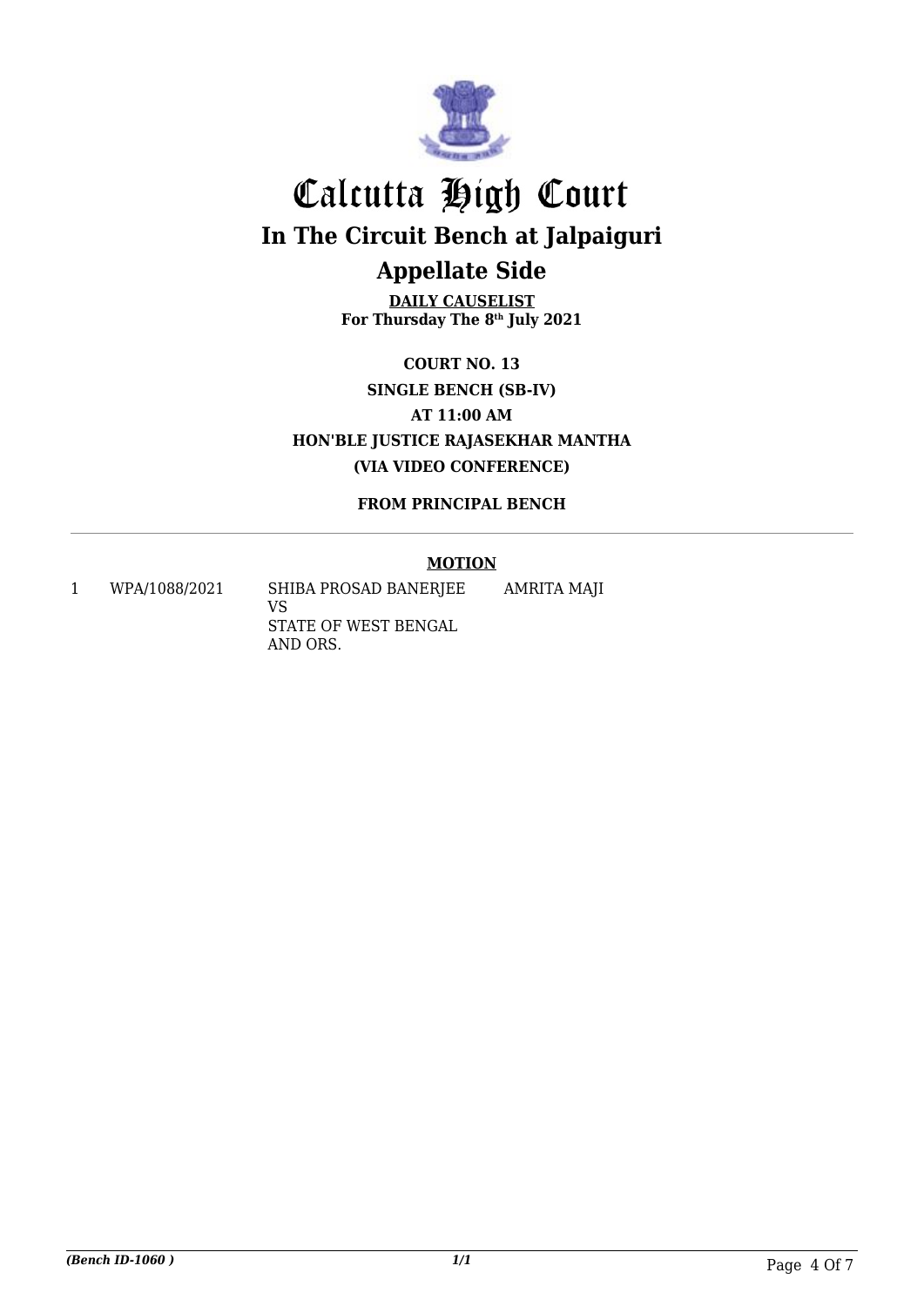# Calcutta High Court

## In The Circuit Bench at Jalpaiguri

## Appellate Side

**DAILY CAUSELIST**
**For Thursday The 8th July 2021**

**COURT NO. 13**

**SINGLE BENCH (SB-IV)**

**AT 11:00 AM**

**HON'BLE JUSTICE RAJASEKHAR MANTHA**

**(VIA VIDEO CONFERENCE)**

**FROM PRINCIPAL BENCH**

**MOTION**

| | | | |
|---|---|---|---|
| 1 | WPA/1088/2021 | SHIBA PROSAD BANERJEE<br>VS<br>STATE OF WEST BENGAL<br>AND ORS. | AMRITA MAJI |

*(Bench ID-1060 )*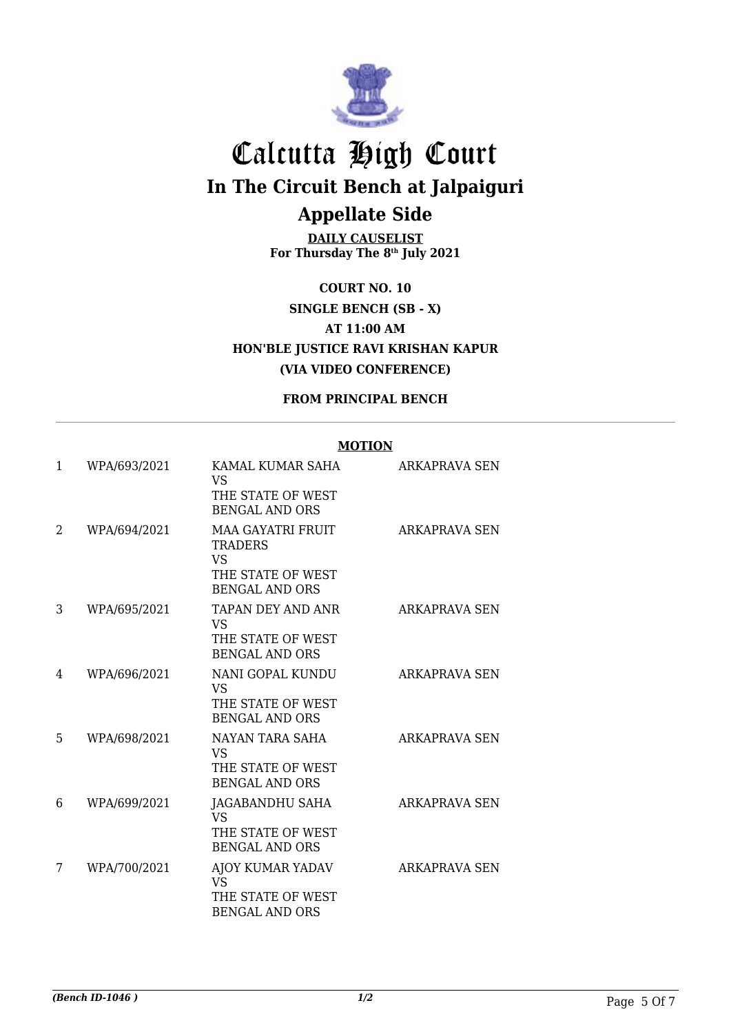# Calcutta High Court

## In The Circuit Bench at Jalpaiguri

## Appellate Side

**DAILY CAUSELIST**
**For Thursday The 8th July 2021**

**COURT NO. 10**
**SINGLE BENCH (SB - X)**
**AT 11:00 AM**
**HON'BLE JUSTICE RAVI KRISHAN KAPUR**
**(VIA VIDEO CONFERENCE)**

**FROM PRINCIPAL BENCH**

**MOTION**

| | | | |
|---|---|---|---|
| 1 | WPA/693/2021 | KAMAL KUMAR SAHA VS THE STATE OF WEST BENGAL AND ORS | ARKAPRAVA SEN |
| 2 | WPA/694/2021 | MAA GAYATRI FRUIT TRADERS VS THE STATE OF WEST BENGAL AND ORS | ARKAPRAVA SEN |
| 3 | WPA/695/2021 | TAPAN DEY AND ANR VS THE STATE OF WEST BENGAL AND ORS | ARKAPRAVA SEN |
| 4 | WPA/696/2021 | NANI GOPAL KUNDU VS THE STATE OF WEST BENGAL AND ORS | ARKAPRAVA SEN |
| 5 | WPA/698/2021 | NAYAN TARA SAHA VS THE STATE OF WEST BENGAL AND ORS | ARKAPRAVA SEN |
| 6 | WPA/699/2021 | JAGABANDHU SAHA VS THE STATE OF WEST BENGAL AND ORS | ARKAPRAVA SEN |
| 7 | WPA/700/2021 | AJOY KUMAR YADAV VS THE STATE OF WEST BENGAL AND ORS | ARKAPRAVA SEN |

*(Bench ID-1046 )* 1/2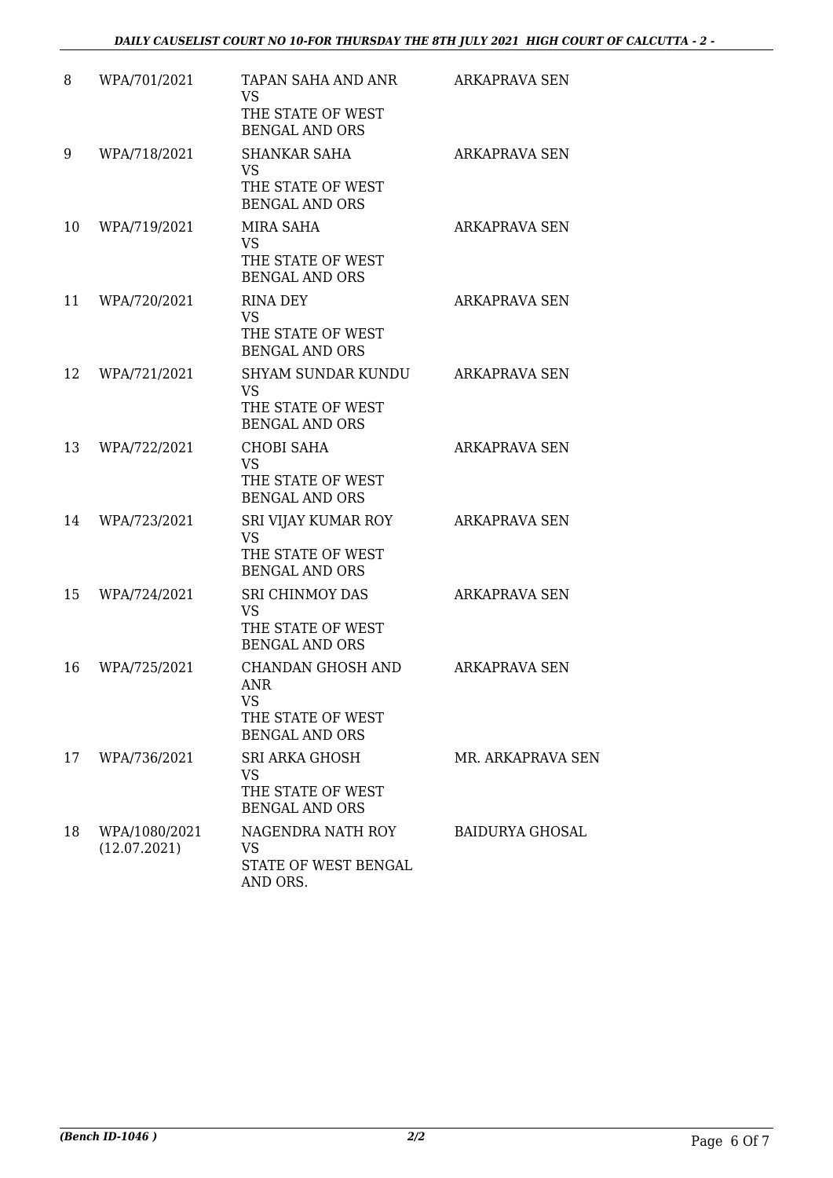| | | | |
|---|---|---|---|
| 8 | WPA/701/2021 | TAPAN SAHA AND ANR<br>VS<br>THE STATE OF WEST BENGAL AND ORS | ARKAPRAVA SEN |
| 9 | WPA/718/2021 | SHANKAR SAHA<br>VS<br>THE STATE OF WEST BENGAL AND ORS | ARKAPRAVA SEN |
| 10 | WPA/719/2021 | MIRA SAHA<br>VS<br>THE STATE OF WEST BENGAL AND ORS | ARKAPRAVA SEN |
| 11 | WPA/720/2021 | RINA DEY<br>VS<br>THE STATE OF WEST BENGAL AND ORS | ARKAPRAVA SEN |
| 12 | WPA/721/2021 | SHYAM SUNDAR KUNDU<br>VS<br>THE STATE OF WEST BENGAL AND ORS | ARKAPRAVA SEN |
| 13 | WPA/722/2021 | CHOBI SAHA<br>VS<br>THE STATE OF WEST BENGAL AND ORS | ARKAPRAVA SEN |
| 14 | WPA/723/2021 | SRI VIJAY KUMAR ROY<br>VS<br>THE STATE OF WEST BENGAL AND ORS | ARKAPRAVA SEN |
| 15 | WPA/724/2021 | SRI CHINMOY DAS<br>VS<br>THE STATE OF WEST BENGAL AND ORS | ARKAPRAVA SEN |
| 16 | WPA/725/2021 | CHANDAN GHOSH AND ANR<br>VS<br>THE STATE OF WEST BENGAL AND ORS | ARKAPRAVA SEN |
| 17 | WPA/736/2021 | SRI ARKA GHOSH<br>VS<br>THE STATE OF WEST BENGAL AND ORS | MR. ARKAPRAVA SEN |
| 18 | WPA/1080/2021<br>(12.07.2021) | NAGENDRA NATH ROY<br>VS<br>STATE OF WEST BENGAL AND ORS. | BAIDURYA GHOSAL |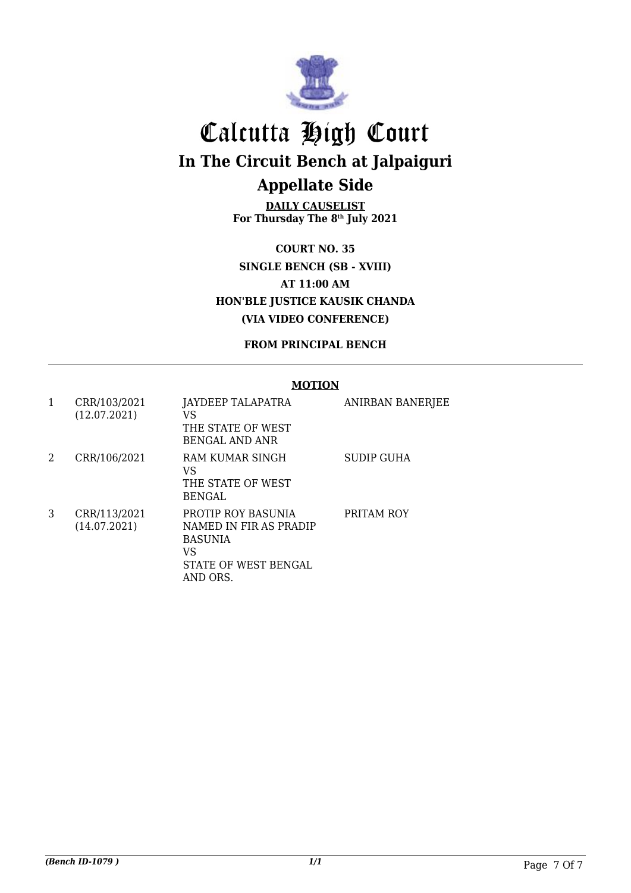# Calcutta High Court

## In The Circuit Bench at Jalpaiguri

## Appellate Side

**DAILY CAUSELIST**
**For Thursday The 8th July 2021**

**COURT NO. 35**
**SINGLE BENCH (SB - XVIII)**
**AT 11:00 AM**
**HON'BLE JUSTICE KAUSIK CHANDA**
**(VIA VIDEO CONFERENCE)**

**FROM PRINCIPAL BENCH**

**MOTION**

| | | | |
|---|---|---|---|
| 1 | CRR/103/2021 (12.07.2021) | JAYDEEP TALAPATRA VS THE STATE OF WEST BENGAL AND ANR | ANIRBAN BANERJEE |
| 2 | CRR/106/2021 | RAM KUMAR SINGH VS THE STATE OF WEST BENGAL | SUDIP GUHA |
| 3 | CRR/113/2021 (14.07.2021) | PROTIP ROY BASUNIA NAMED IN FIR AS PRADIP BASUNIA VS STATE OF WEST BENGAL AND ORS. | PRITAM ROY |

*(Bench ID-1079 )*